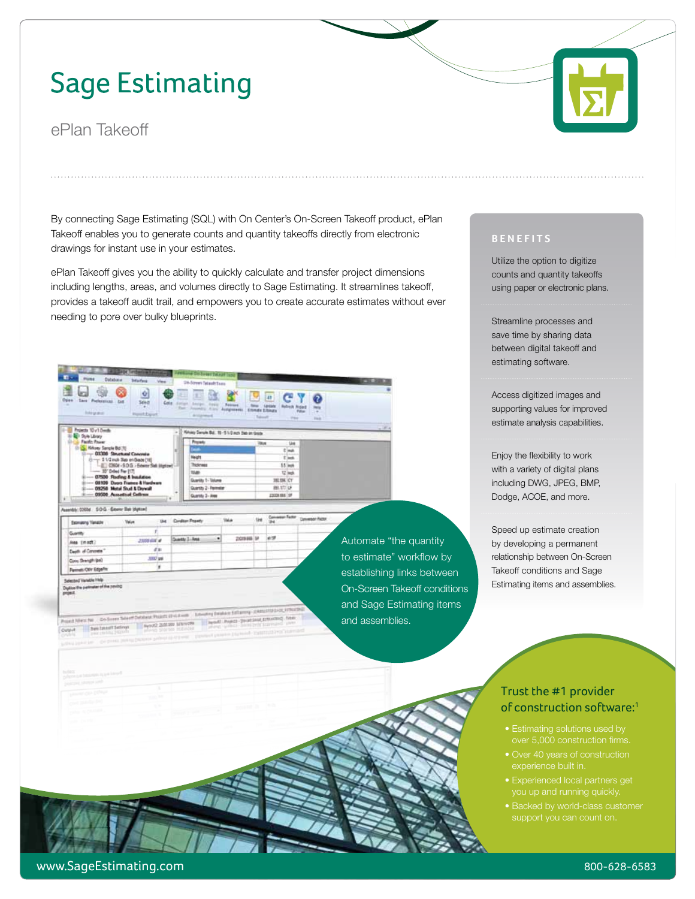# Sage Estimating

## ePlan Takeoff

By connecting Sage Estimating (SQL) with On Center's On-Screen Takeoff product, ePlan Takeoff enables you to generate counts and quantity takeoffs directly from electronic drawings for instant use in your estimates.

ePlan Takeoff gives you the ability to quickly calculate and transfer project dimensions including lengths, areas, and volumes directly to Sage Estimating. It streamlines takeoff, provides a takeoff audit trail, and empowers you to create accurate estimates without ever needing to pore over bulky blueprints.

Automate "the quantity to estimate" workflow by establishing links between On-Screen Takeoff conditions and Sage Estimating items and assemblies.

### BENEFITS

Utilize the option to digitize counts and quantity takeoffs using paper or electronic plans.

Streamline processes and save time by sharing data between digital takeoff and estimating software.

Access digitized images and supporting values for improved estimate analysis capabilities.

Enjoy the flexibility to work with a variety of digital plans including DWG, JPEG, BMP, Dodge, ACOE, and more.

Speed up estimate creation by developing a permanent relationship between On-Screen Takeoff conditions and Sage Estimating items and assemblies.

### Trust the #1 provider of construction software:[1]

- Estimating solutions used by over 5,000 construction firms.
- Over 40 years of construction experience built in.
- Experienced local partners get you up and running quickly.
- Backed by world-class customer support you can count on.

www.SageEstimating.com 800-628-6583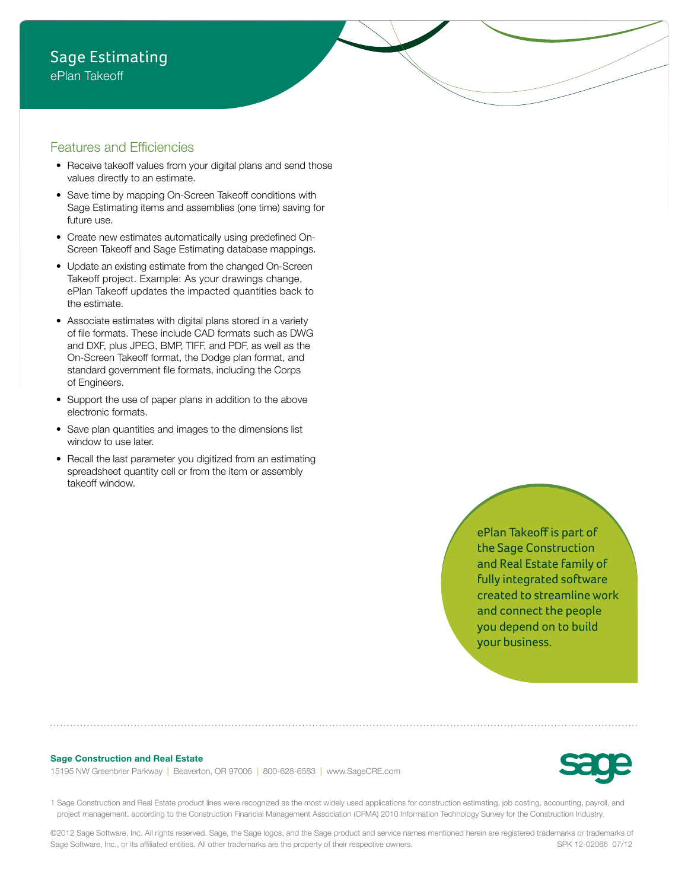# Sage Estimating

ePlan Takeoff

## Features and Efficiencies

- Receive takeoff values from your digital plans and send those values directly to an estimate.
- Save time by mapping On-Screen Takeoff conditions with Sage Estimating items and assemblies (one time) saving for future use.
- Create new estimates automatically using predefined On-Screen Takeoff and Sage Estimating database mappings.
- Update an existing estimate from the changed On-Screen Takeoff project. Example: As your drawings change, ePlan Takeoff updates the impacted quantities back to the estimate.
- Associate estimates with digital plans stored in a variety of file formats. These include CAD formats such as DWG and DXF, plus JPEG, BMP, TIFF, and PDF, as well as the On-Screen Takeoff format, the Dodge plan format, and standard government file formats, including the Corps of Engineers.
- Support the use of paper plans in addition to the above electronic formats.
- Save plan quantities and images to the dimensions list window to use later.
- Recall the last parameter you digitized from an estimating spreadsheet quantity cell or from the item or assembly takeoff window.

ePlan Takeoff is part of the Sage Construction and Real Estate family of fully integrated software created to streamline work and connect the people you depend on to build your business.

**Sage Construction and Real Estate**

15195 NW Greenbrier Parkway | Beaverton, OR 97006 | 800-628-6583 | www.SageCRE.com

1 Sage Construction and Real Estate product lines were recognized as the most widely used applications for construction estimating, job costing, accounting, payroll, and project management, according to the Construction Financial Management Association (CFMA) 2010 Information Technology Survey for the Construction Industry.

©2012 Sage Software, Inc. All rights reserved. Sage, the Sage logos, and the Sage product and service names mentioned herein are registered trademarks or trademarks of Sage Software, Inc., or its affiliated entities. All other trademarks are the property of their respective owners. SPK 12-02066 07/12